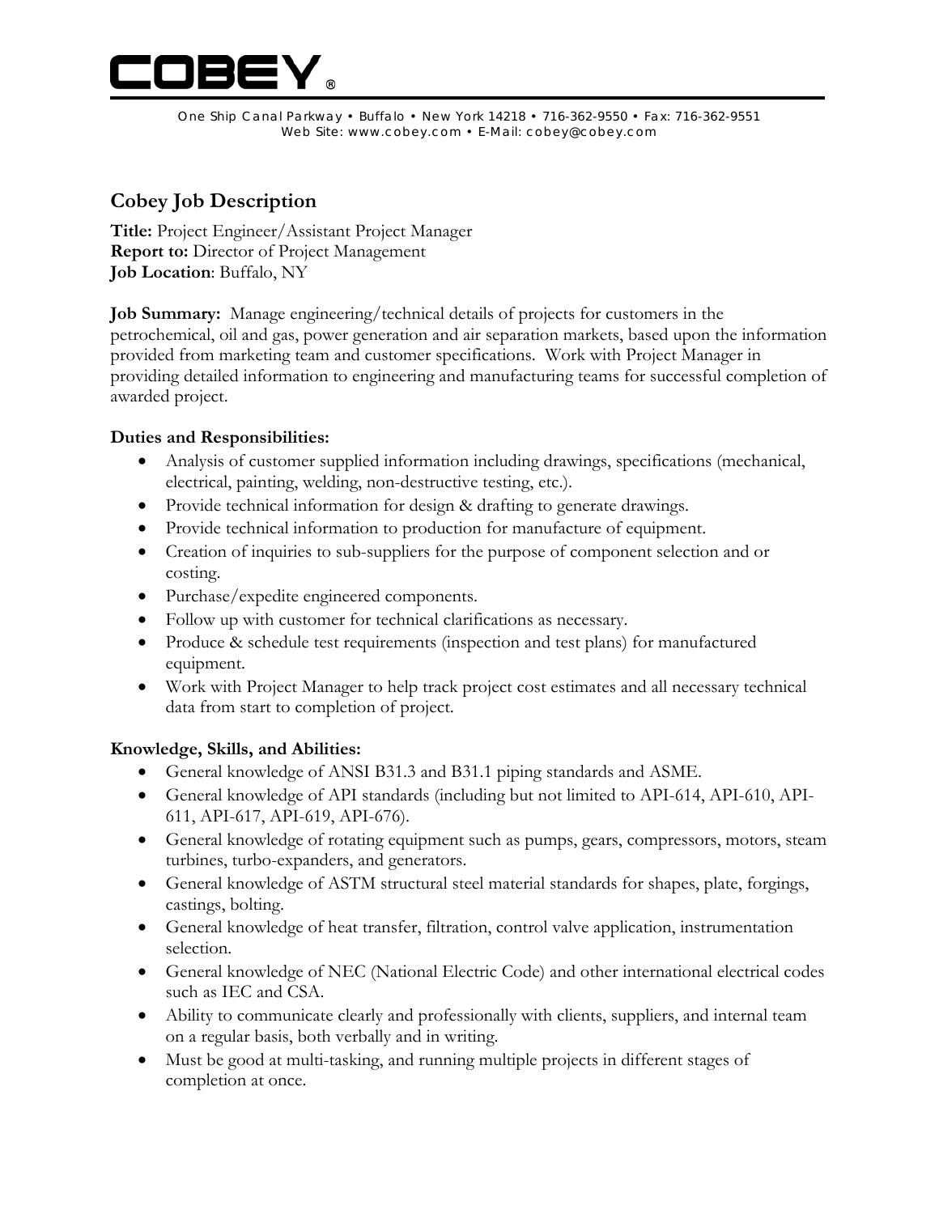# COBEY®

One Ship Canal Parkway • Buffalo • New York 14218 • 716-362-9550 • Fax: 716-362-9551
Web Site: www.cobey.com • E-Mail: cobey@cobey.com

## Cobey Job Description

**Title:** Project Engineer/Assistant Project Manager
**Report to:** Director of Project Management
**Job Location**: Buffalo, NY

**Job Summary:** Manage engineering/technical details of projects for customers in the petrochemical, oil and gas, power generation and air separation markets, based upon the information provided from marketing team and customer specifications. Work with Project Manager in providing detailed information to engineering and manufacturing teams for successful completion of awarded project.

**Duties and Responsibilities:**

- Analysis of customer supplied information including drawings, specifications (mechanical, electrical, painting, welding, non-destructive testing, etc.).
- Provide technical information for design & drafting to generate drawings.
- Provide technical information to production for manufacture of equipment.
- Creation of inquiries to sub-suppliers for the purpose of component selection and or costing.
- Purchase/expedite engineered components.
- Follow up with customer for technical clarifications as necessary.
- Produce & schedule test requirements (inspection and test plans) for manufactured equipment.
- Work with Project Manager to help track project cost estimates and all necessary technical data from start to completion of project.

**Knowledge, Skills, and Abilities:**

- General knowledge of ANSI B31.3 and B31.1 piping standards and ASME.
- General knowledge of API standards (including but not limited to API-614, API-610, API-611, API-617, API-619, API-676).
- General knowledge of rotating equipment such as pumps, gears, compressors, motors, steam turbines, turbo-expanders, and generators.
- General knowledge of ASTM structural steel material standards for shapes, plate, forgings, castings, bolting.
- General knowledge of heat transfer, filtration, control valve application, instrumentation selection.
- General knowledge of NEC (National Electric Code) and other international electrical codes such as IEC and CSA.
- Ability to communicate clearly and professionally with clients, suppliers, and internal team on a regular basis, both verbally and in writing.
- Must be good at multi-tasking, and running multiple projects in different stages of completion at once.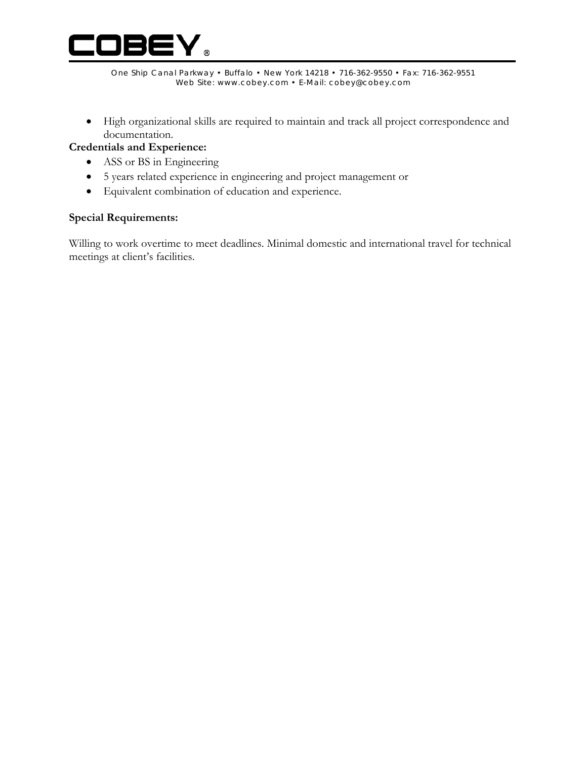- High organizational skills are required to maintain and track all project correspondence and documentation.

**Credentials and Experience:**

- ASS or BS in Engineering
- 5 years related experience in engineering and project management or
- Equivalent combination of education and experience.

**Special Requirements:**

Willing to work overtime to meet deadlines. Minimal domestic and international travel for technical meetings at client's facilities.